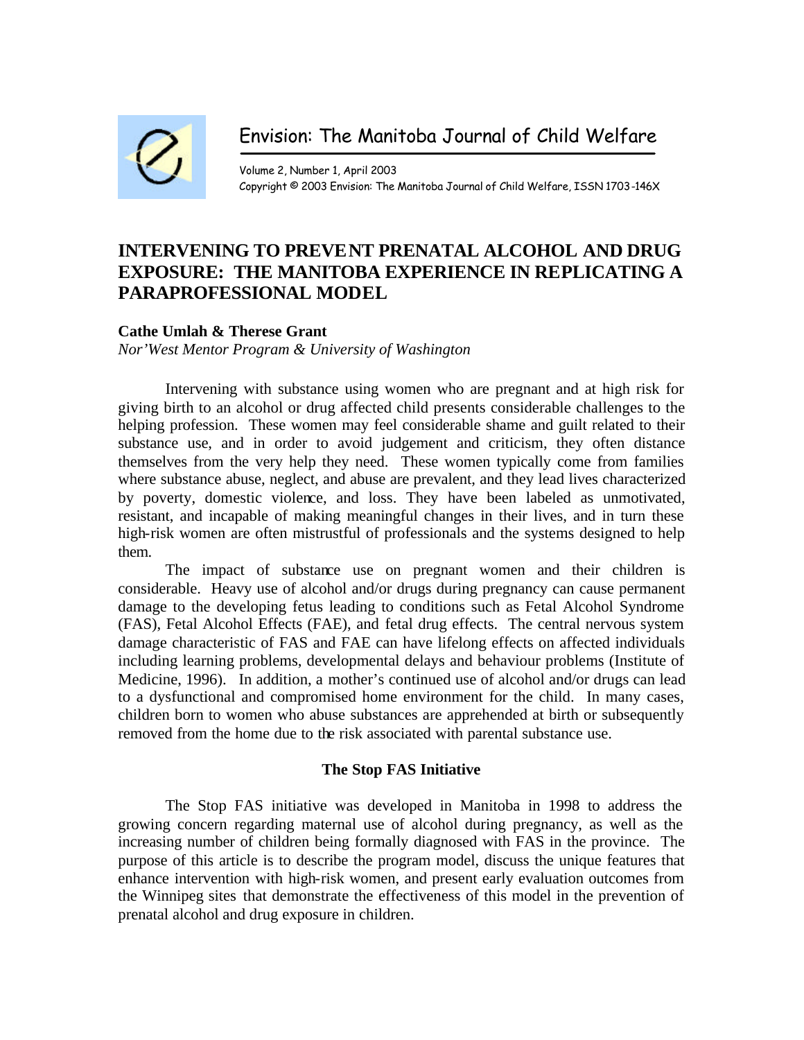Envision: The Manitoba Journal of Child Welfare

Volume 2, Number 1, April 2003
Copyright © 2003 Envision: The Manitoba Journal of Child Welfare, ISSN 1703-146X

# INTERVENING TO PREVENT PRENATAL ALCOHOL AND DRUG EXPOSURE: THE MANITOBA EXPERIENCE IN REPLICATING A PARAPROFESSIONAL MODEL

**Cathe Umlah & Therese Grant**
*Nor'West Mentor Program & University of Washington*

Intervening with substance using women who are pregnant and at high risk for giving birth to an alcohol or drug affected child presents considerable challenges to the helping profession. These women may feel considerable shame and guilt related to their substance use, and in order to avoid judgement and criticism, they often distance themselves from the very help they need. These women typically come from families where substance abuse, neglect, and abuse are prevalent, and they lead lives characterized by poverty, domestic violence, and loss. They have been labeled as unmotivated, resistant, and incapable of making meaningful changes in their lives, and in turn these high-risk women are often mistrustful of professionals and the systems designed to help them.

The impact of substance use on pregnant women and their children is considerable. Heavy use of alcohol and/or drugs during pregnancy can cause permanent damage to the developing fetus leading to conditions such as Fetal Alcohol Syndrome (FAS), Fetal Alcohol Effects (FAE), and fetal drug effects. The central nervous system damage characteristic of FAS and FAE can have lifelong effects on affected individuals including learning problems, developmental delays and behaviour problems (Institute of Medicine, 1996). In addition, a mother's continued use of alcohol and/or drugs can lead to a dysfunctional and compromised home environment for the child. In many cases, children born to women who abuse substances are apprehended at birth or subsequently removed from the home due to the risk associated with parental substance use.

## The Stop FAS Initiative

The Stop FAS initiative was developed in Manitoba in 1998 to address the growing concern regarding maternal use of alcohol during pregnancy, as well as the increasing number of children being formally diagnosed with FAS in the province. The purpose of this article is to describe the program model, discuss the unique features that enhance intervention with high-risk women, and present early evaluation outcomes from the Winnipeg sites that demonstrate the effectiveness of this model in the prevention of prenatal alcohol and drug exposure in children.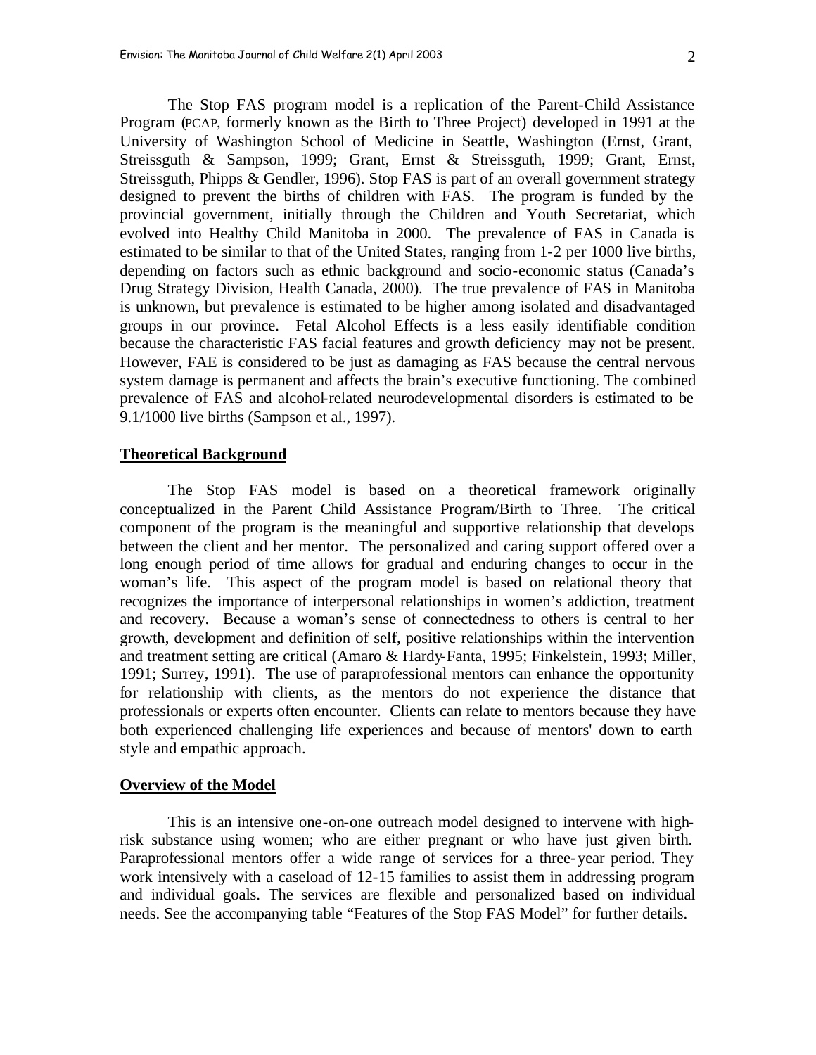The Stop FAS program model is a replication of the Parent-Child Assistance Program (PCAP, formerly known as the Birth to Three Project) developed in 1991 at the University of Washington School of Medicine in Seattle, Washington (Ernst, Grant, Streissguth & Sampson, 1999; Grant, Ernst & Streissguth, 1999; Grant, Ernst, Streissguth, Phipps & Gendler, 1996). Stop FAS is part of an overall government strategy designed to prevent the births of children with FAS. The program is funded by the provincial government, initially through the Children and Youth Secretariat, which evolved into Healthy Child Manitoba in 2000. The prevalence of FAS in Canada is estimated to be similar to that of the United States, ranging from 1-2 per 1000 live births, depending on factors such as ethnic background and socio-economic status (Canada's Drug Strategy Division, Health Canada, 2000). The true prevalence of FAS in Manitoba is unknown, but prevalence is estimated to be higher among isolated and disadvantaged groups in our province. Fetal Alcohol Effects is a less easily identifiable condition because the characteristic FAS facial features and growth deficiency may not be present. However, FAE is considered to be just as damaging as FAS because the central nervous system damage is permanent and affects the brain's executive functioning. The combined prevalence of FAS and alcohol-related neurodevelopmental disorders is estimated to be 9.1/1000 live births (Sampson et al., 1997).

## Theoretical Background

The Stop FAS model is based on a theoretical framework originally conceptualized in the Parent Child Assistance Program/Birth to Three. The critical component of the program is the meaningful and supportive relationship that develops between the client and her mentor. The personalized and caring support offered over a long enough period of time allows for gradual and enduring changes to occur in the woman's life. This aspect of the program model is based on relational theory that recognizes the importance of interpersonal relationships in women's addiction, treatment and recovery. Because a woman's sense of connectedness to others is central to her growth, development and definition of self, positive relationships within the intervention and treatment setting are critical (Amaro & Hardy-Fanta, 1995; Finkelstein, 1993; Miller, 1991; Surrey, 1991). The use of paraprofessional mentors can enhance the opportunity for relationship with clients, as the mentors do not experience the distance that professionals or experts often encounter. Clients can relate to mentors because they have both experienced challenging life experiences and because of mentors' down to earth style and empathic approach.

## Overview of the Model

This is an intensive one-on-one outreach model designed to intervene with high-risk substance using women; who are either pregnant or who have just given birth. Paraprofessional mentors offer a wide range of services for a three-year period. They work intensively with a caseload of 12-15 families to assist them in addressing program and individual goals. The services are flexible and personalized based on individual needs. See the accompanying table "Features of the Stop FAS Model" for further details.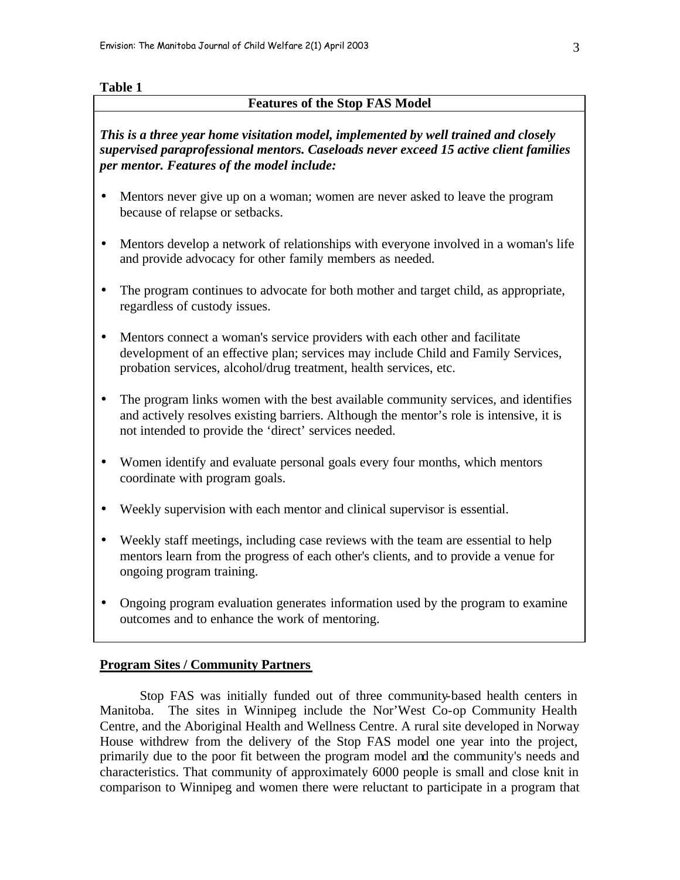**Table 1**

**Features of the Stop FAS Model**

***This is a three year home visitation model, implemented by well trained and closely supervised paraprofessional mentors. Caseloads never exceed 15 active client families per mentor. Features of the model include:***

- Mentors never give up on a woman; women are never asked to leave the program because of relapse or setbacks.
- Mentors develop a network of relationships with everyone involved in a woman's life and provide advocacy for other family members as needed.
- The program continues to advocate for both mother and target child, as appropriate, regardless of custody issues.
- Mentors connect a woman's service providers with each other and facilitate development of an effective plan; services may include Child and Family Services, probation services, alcohol/drug treatment, health services, etc.
- The program links women with the best available community services, and identifies and actively resolves existing barriers. Although the mentor's role is intensive, it is not intended to provide the 'direct' services needed.
- Women identify and evaluate personal goals every four months, which mentors coordinate with program goals.
- Weekly supervision with each mentor and clinical supervisor is essential.
- Weekly staff meetings, including case reviews with the team are essential to help mentors learn from the progress of each other's clients, and to provide a venue for ongoing program training.
- Ongoing program evaluation generates information used by the program to examine outcomes and to enhance the work of mentoring.

## Program Sites / Community Partners

Stop FAS was initially funded out of three community-based health centers in Manitoba. The sites in Winnipeg include the Nor'West Co-op Community Health Centre, and the Aboriginal Health and Wellness Centre. A rural site developed in Norway House withdrew from the delivery of the Stop FAS model one year into the project, primarily due to the poor fit between the program model and the community's needs and characteristics. That community of approximately 6000 people is small and close knit in comparison to Winnipeg and women there were reluctant to participate in a program that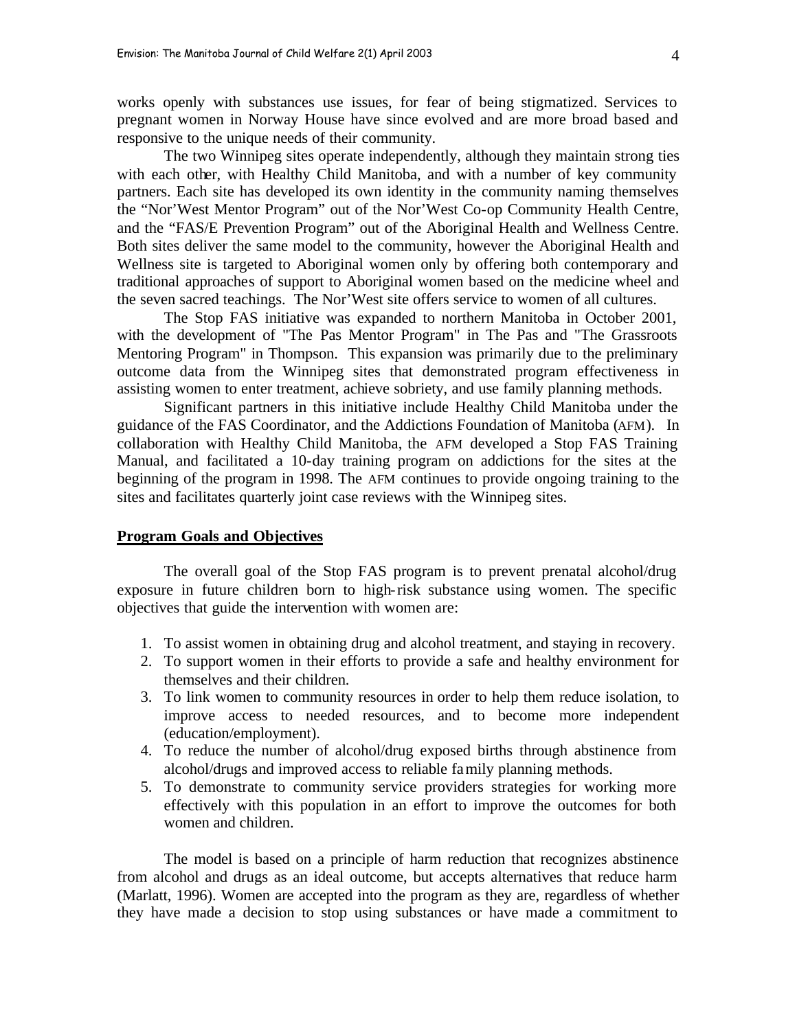works openly with substances use issues, for fear of being stigmatized. Services to pregnant women in Norway House have since evolved and are more broad based and responsive to the unique needs of their community.

The two Winnipeg sites operate independently, although they maintain strong ties with each other, with Healthy Child Manitoba, and with a number of key community partners. Each site has developed its own identity in the community naming themselves the "Nor'West Mentor Program" out of the Nor'West Co-op Community Health Centre, and the "FAS/E Prevention Program" out of the Aboriginal Health and Wellness Centre. Both sites deliver the same model to the community, however the Aboriginal Health and Wellness site is targeted to Aboriginal women only by offering both contemporary and traditional approaches of support to Aboriginal women based on the medicine wheel and the seven sacred teachings. The Nor'West site offers service to women of all cultures.

The Stop FAS initiative was expanded to northern Manitoba in October 2001, with the development of "The Pas Mentor Program" in The Pas and "The Grassroots Mentoring Program" in Thompson. This expansion was primarily due to the preliminary outcome data from the Winnipeg sites that demonstrated program effectiveness in assisting women to enter treatment, achieve sobriety, and use family planning methods.

Significant partners in this initiative include Healthy Child Manitoba under the guidance of the FAS Coordinator, and the Addictions Foundation of Manitoba (AFM). In collaboration with Healthy Child Manitoba, the AFM developed a Stop FAS Training Manual, and facilitated a 10-day training program on addictions for the sites at the beginning of the program in 1998. The AFM continues to provide ongoing training to the sites and facilitates quarterly joint case reviews with the Winnipeg sites.

## Program Goals and Objectives

The overall goal of the Stop FAS program is to prevent prenatal alcohol/drug exposure in future children born to high-risk substance using women. The specific objectives that guide the intervention with women are:

1. To assist women in obtaining drug and alcohol treatment, and staying in recovery.
2. To support women in their efforts to provide a safe and healthy environment for themselves and their children.
3. To link women to community resources in order to help them reduce isolation, to improve access to needed resources, and to become more independent (education/employment).
4. To reduce the number of alcohol/drug exposed births through abstinence from alcohol/drugs and improved access to reliable family planning methods.
5. To demonstrate to community service providers strategies for working more effectively with this population in an effort to improve the outcomes for both women and children.

The model is based on a principle of harm reduction that recognizes abstinence from alcohol and drugs as an ideal outcome, but accepts alternatives that reduce harm (Marlatt, 1996). Women are accepted into the program as they are, regardless of whether they have made a decision to stop using substances or have made a commitment to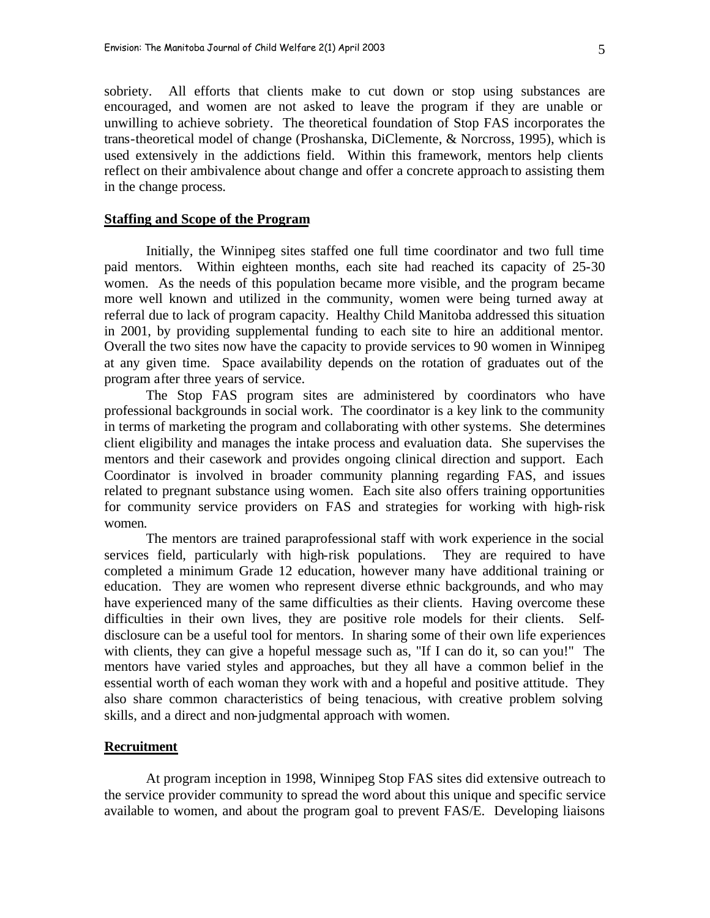sobriety. All efforts that clients make to cut down or stop using substances are encouraged, and women are not asked to leave the program if they are unable or unwilling to achieve sobriety. The theoretical foundation of Stop FAS incorporates the trans-theoretical model of change (Proshanska, DiClemente, & Norcross, 1995), which is used extensively in the addictions field. Within this framework, mentors help clients reflect on their ambivalence about change and offer a concrete approach to assisting them in the change process.

## Staffing and Scope of the Program

Initially, the Winnipeg sites staffed one full time coordinator and two full time paid mentors. Within eighteen months, each site had reached its capacity of 25-30 women. As the needs of this population became more visible, and the program became more well known and utilized in the community, women were being turned away at referral due to lack of program capacity. Healthy Child Manitoba addressed this situation in 2001, by providing supplemental funding to each site to hire an additional mentor. Overall the two sites now have the capacity to provide services to 90 women in Winnipeg at any given time. Space availability depends on the rotation of graduates out of the program after three years of service.

The Stop FAS program sites are administered by coordinators who have professional backgrounds in social work. The coordinator is a key link to the community in terms of marketing the program and collaborating with other systems. She determines client eligibility and manages the intake process and evaluation data. She supervises the mentors and their casework and provides ongoing clinical direction and support. Each Coordinator is involved in broader community planning regarding FAS, and issues related to pregnant substance using women. Each site also offers training opportunities for community service providers on FAS and strategies for working with high-risk women.

The mentors are trained paraprofessional staff with work experience in the social services field, particularly with high-risk populations. They are required to have completed a minimum Grade 12 education, however many have additional training or education. They are women who represent diverse ethnic backgrounds, and who may have experienced many of the same difficulties as their clients. Having overcome these difficulties in their own lives, they are positive role models for their clients. Self-disclosure can be a useful tool for mentors. In sharing some of their own life experiences with clients, they can give a hopeful message such as, "If I can do it, so can you!" The mentors have varied styles and approaches, but they all have a common belief in the essential worth of each woman they work with and a hopeful and positive attitude. They also share common characteristics of being tenacious, with creative problem solving skills, and a direct and non-judgmental approach with women.

## Recruitment

At program inception in 1998, Winnipeg Stop FAS sites did extensive outreach to the service provider community to spread the word about this unique and specific service available to women, and about the program goal to prevent FAS/E. Developing liaisons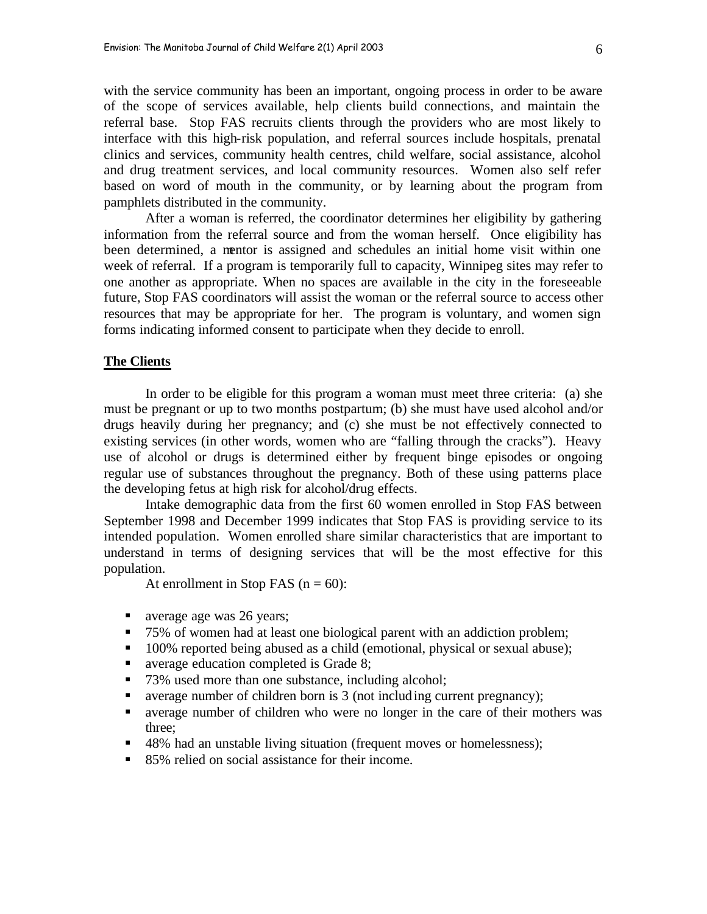with the service community has been an important, ongoing process in order to be aware of the scope of services available, help clients build connections, and maintain the referral base. Stop FAS recruits clients through the providers who are most likely to interface with this high-risk population, and referral sources include hospitals, prenatal clinics and services, community health centres, child welfare, social assistance, alcohol and drug treatment services, and local community resources. Women also self refer based on word of mouth in the community, or by learning about the program from pamphlets distributed in the community.

After a woman is referred, the coordinator determines her eligibility by gathering information from the referral source and from the woman herself. Once eligibility has been determined, a mentor is assigned and schedules an initial home visit within one week of referral. If a program is temporarily full to capacity, Winnipeg sites may refer to one another as appropriate. When no spaces are available in the city in the foreseeable future, Stop FAS coordinators will assist the woman or the referral source to access other resources that may be appropriate for her. The program is voluntary, and women sign forms indicating informed consent to participate when they decide to enroll.

**The Clients**

In order to be eligible for this program a woman must meet three criteria: (a) she must be pregnant or up to two months postpartum; (b) she must have used alcohol and/or drugs heavily during her pregnancy; and (c) she must be not effectively connected to existing services (in other words, women who are "falling through the cracks"). Heavy use of alcohol or drugs is determined either by frequent binge episodes or ongoing regular use of substances throughout the pregnancy. Both of these using patterns place the developing fetus at high risk for alcohol/drug effects.

Intake demographic data from the first 60 women enrolled in Stop FAS between September 1998 and December 1999 indicates that Stop FAS is providing service to its intended population. Women enrolled share similar characteristics that are important to understand in terms of designing services that will be the most effective for this population.

At enrollment in Stop FAS (n = 60):

- average age was 26 years;
- 75% of women had at least one biological parent with an addiction problem;
- 100% reported being abused as a child (emotional, physical or sexual abuse);
- average education completed is Grade 8;
- 73% used more than one substance, including alcohol;
- average number of children born is 3 (not including current pregnancy);
- average number of children who were no longer in the care of their mothers was three;
- 48% had an unstable living situation (frequent moves or homelessness);
- 85% relied on social assistance for their income.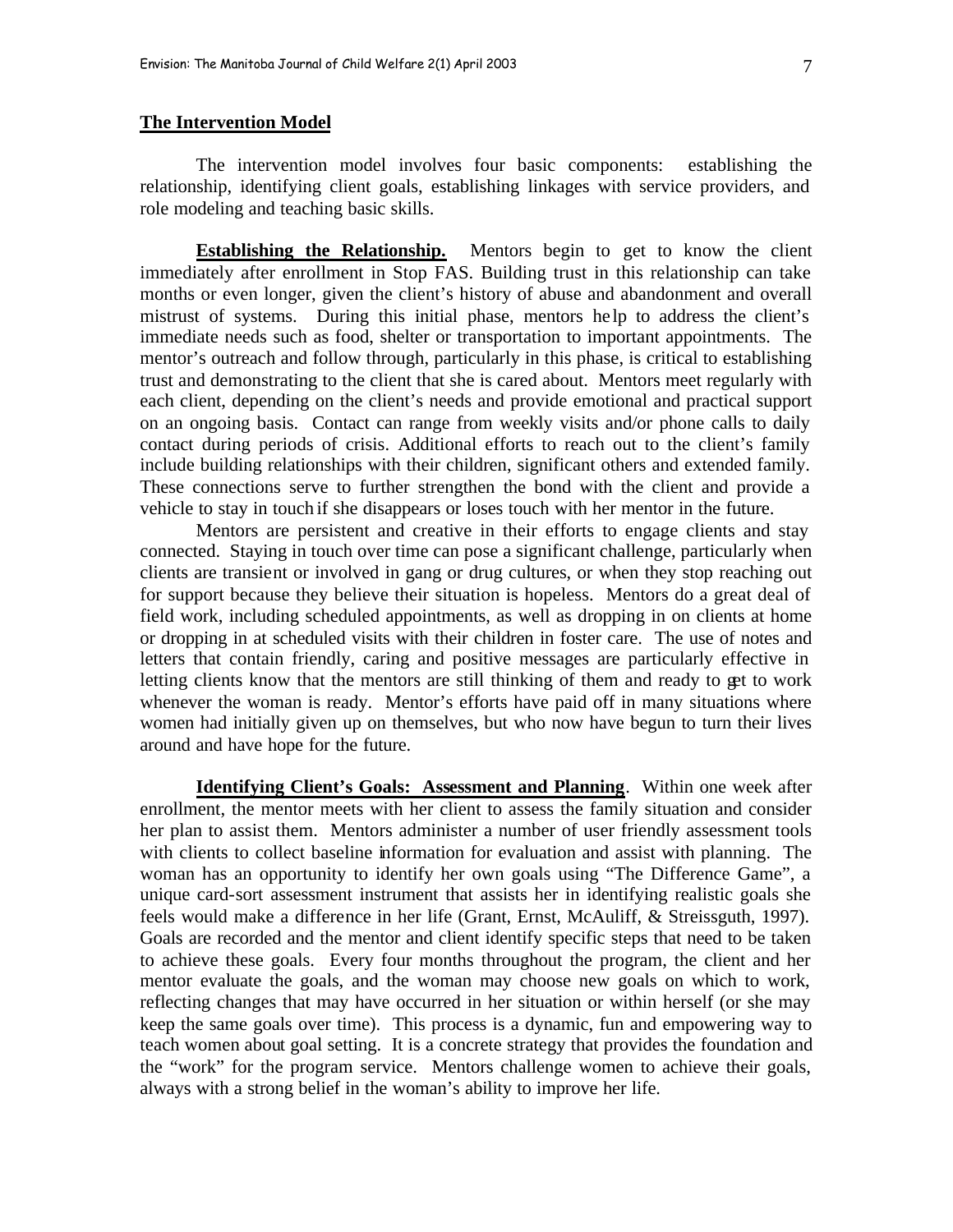## The Intervention Model

The intervention model involves four basic components: establishing the relationship, identifying client goals, establishing linkages with service providers, and role modeling and teaching basic skills.

**Establishing the Relationship.** Mentors begin to get to know the client immediately after enrollment in Stop FAS. Building trust in this relationship can take months or even longer, given the client's history of abuse and abandonment and overall mistrust of systems. During this initial phase, mentors help to address the client's immediate needs such as food, shelter or transportation to important appointments. The mentor's outreach and follow through, particularly in this phase, is critical to establishing trust and demonstrating to the client that she is cared about. Mentors meet regularly with each client, depending on the client's needs and provide emotional and practical support on an ongoing basis. Contact can range from weekly visits and/or phone calls to daily contact during periods of crisis. Additional efforts to reach out to the client's family include building relationships with their children, significant others and extended family. These connections serve to further strengthen the bond with the client and provide a vehicle to stay in touch if she disappears or loses touch with her mentor in the future.

Mentors are persistent and creative in their efforts to engage clients and stay connected. Staying in touch over time can pose a significant challenge, particularly when clients are transient or involved in gang or drug cultures, or when they stop reaching out for support because they believe their situation is hopeless. Mentors do a great deal of field work, including scheduled appointments, as well as dropping in on clients at home or dropping in at scheduled visits with their children in foster care. The use of notes and letters that contain friendly, caring and positive messages are particularly effective in letting clients know that the mentors are still thinking of them and ready to get to work whenever the woman is ready. Mentor's efforts have paid off in many situations where women had initially given up on themselves, but who now have begun to turn their lives around and have hope for the future.

**Identifying Client's Goals: Assessment and Planning**. Within one week after enrollment, the mentor meets with her client to assess the family situation and consider her plan to assist them. Mentors administer a number of user friendly assessment tools with clients to collect baseline information for evaluation and assist with planning. The woman has an opportunity to identify her own goals using "The Difference Game", a unique card-sort assessment instrument that assists her in identifying realistic goals she feels would make a difference in her life (Grant, Ernst, McAuliff, & Streissguth, 1997). Goals are recorded and the mentor and client identify specific steps that need to be taken to achieve these goals. Every four months throughout the program, the client and her mentor evaluate the goals, and the woman may choose new goals on which to work, reflecting changes that may have occurred in her situation or within herself (or she may keep the same goals over time). This process is a dynamic, fun and empowering way to teach women about goal setting. It is a concrete strategy that provides the foundation and the "work" for the program service. Mentors challenge women to achieve their goals, always with a strong belief in the woman's ability to improve her life.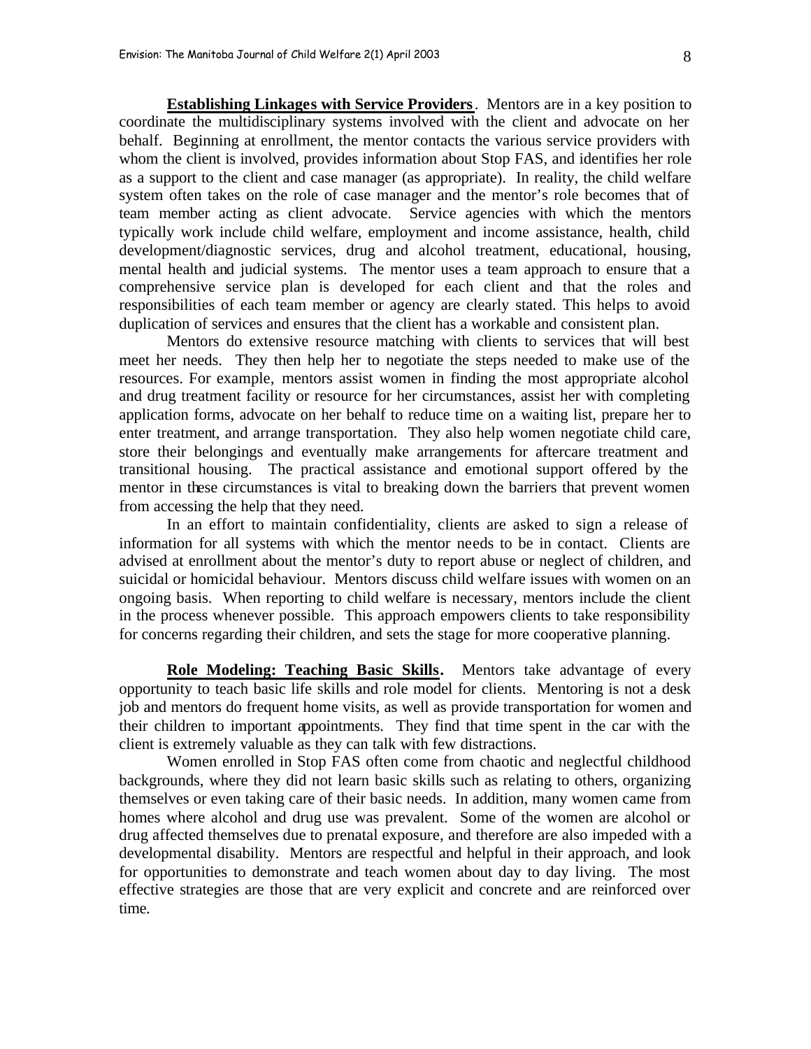**Establishing Linkages with Service Providers**. Mentors are in a key position to coordinate the multidisciplinary systems involved with the client and advocate on her behalf. Beginning at enrollment, the mentor contacts the various service providers with whom the client is involved, provides information about Stop FAS, and identifies her role as a support to the client and case manager (as appropriate). In reality, the child welfare system often takes on the role of case manager and the mentor's role becomes that of team member acting as client advocate. Service agencies with which the mentors typically work include child welfare, employment and income assistance, health, child development/diagnostic services, drug and alcohol treatment, educational, housing, mental health and judicial systems. The mentor uses a team approach to ensure that a comprehensive service plan is developed for each client and that the roles and responsibilities of each team member or agency are clearly stated. This helps to avoid duplication of services and ensures that the client has a workable and consistent plan.

Mentors do extensive resource matching with clients to services that will best meet her needs. They then help her to negotiate the steps needed to make use of the resources. For example, mentors assist women in finding the most appropriate alcohol and drug treatment facility or resource for her circumstances, assist her with completing application forms, advocate on her behalf to reduce time on a waiting list, prepare her to enter treatment, and arrange transportation. They also help women negotiate child care, store their belongings and eventually make arrangements for aftercare treatment and transitional housing. The practical assistance and emotional support offered by the mentor in these circumstances is vital to breaking down the barriers that prevent women from accessing the help that they need.

In an effort to maintain confidentiality, clients are asked to sign a release of information for all systems with which the mentor needs to be in contact. Clients are advised at enrollment about the mentor's duty to report abuse or neglect of children, and suicidal or homicidal behaviour. Mentors discuss child welfare issues with women on an ongoing basis. When reporting to child welfare is necessary, mentors include the client in the process whenever possible. This approach empowers clients to take responsibility for concerns regarding their children, and sets the stage for more cooperative planning.

**Role Modeling: Teaching Basic Skills.** Mentors take advantage of every opportunity to teach basic life skills and role model for clients. Mentoring is not a desk job and mentors do frequent home visits, as well as provide transportation for women and their children to important appointments. They find that time spent in the car with the client is extremely valuable as they can talk with few distractions.

Women enrolled in Stop FAS often come from chaotic and neglectful childhood backgrounds, where they did not learn basic skills such as relating to others, organizing themselves or even taking care of their basic needs. In addition, many women came from homes where alcohol and drug use was prevalent. Some of the women are alcohol or drug affected themselves due to prenatal exposure, and therefore are also impeded with a developmental disability. Mentors are respectful and helpful in their approach, and look for opportunities to demonstrate and teach women about day to day living. The most effective strategies are those that are very explicit and concrete and are reinforced over time.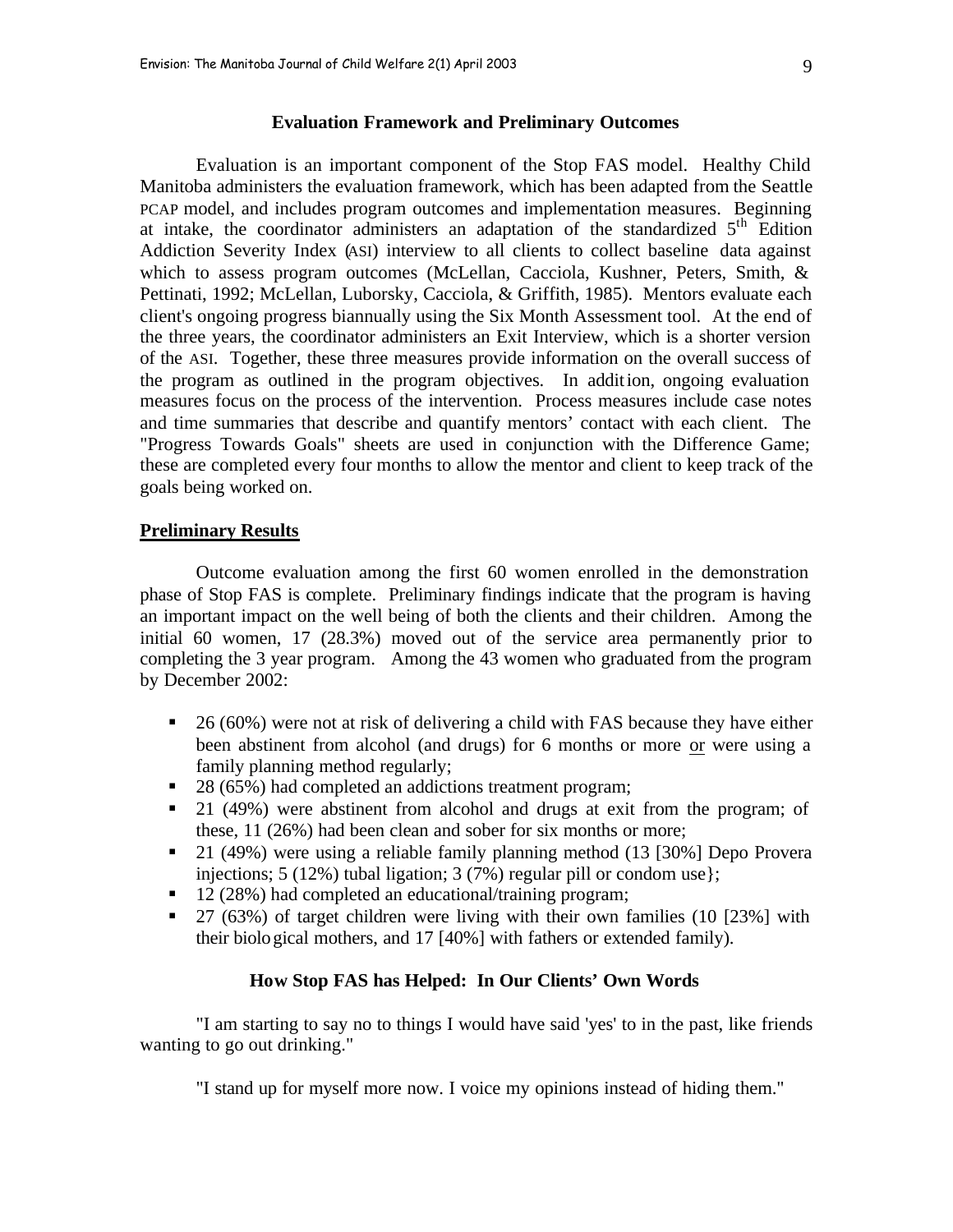## Evaluation Framework and Preliminary Outcomes

Evaluation is an important component of the Stop FAS model. Healthy Child Manitoba administers the evaluation framework, which has been adapted from the Seattle PCAP model, and includes program outcomes and implementation measures. Beginning at intake, the coordinator administers an adaptation of the standardized 5th Edition Addiction Severity Index (ASI) interview to all clients to collect baseline data against which to assess program outcomes (McLellan, Cacciola, Kushner, Peters, Smith, & Pettinati, 1992; McLellan, Luborsky, Cacciola, & Griffith, 1985). Mentors evaluate each client's ongoing progress biannually using the Six Month Assessment tool. At the end of the three years, the coordinator administers an Exit Interview, which is a shorter version of the ASI. Together, these three measures provide information on the overall success of the program as outlined in the program objectives. In addition, ongoing evaluation measures focus on the process of the intervention. Process measures include case notes and time summaries that describe and quantify mentors' contact with each client. The "Progress Towards Goals" sheets are used in conjunction with the Difference Game; these are completed every four months to allow the mentor and client to keep track of the goals being worked on.

### Preliminary Results

Outcome evaluation among the first 60 women enrolled in the demonstration phase of Stop FAS is complete. Preliminary findings indicate that the program is having an important impact on the well being of both the clients and their children. Among the initial 60 women, 17 (28.3%) moved out of the service area permanently prior to completing the 3 year program. Among the 43 women who graduated from the program by December 2002:

- 26 (60%) were not at risk of delivering a child with FAS because they have either been abstinent from alcohol (and drugs) for 6 months or more or were using a family planning method regularly;
- 28 (65%) had completed an addictions treatment program;
- 21 (49%) were abstinent from alcohol and drugs at exit from the program; of these, 11 (26%) had been clean and sober for six months or more;
- 21 (49%) were using a reliable family planning method (13 [30%] Depo Provera injections; 5 (12%) tubal ligation; 3 (7%) regular pill or condom use};
- 12 (28%) had completed an educational/training program;
- 27 (63%) of target children were living with their own families (10 [23%] with their biological mothers, and 17 [40%] with fathers or extended family).

## How Stop FAS has Helped: In Our Clients' Own Words

"I am starting to say no to things I would have said 'yes' to in the past, like friends wanting to go out drinking."

"I stand up for myself more now. I voice my opinions instead of hiding them."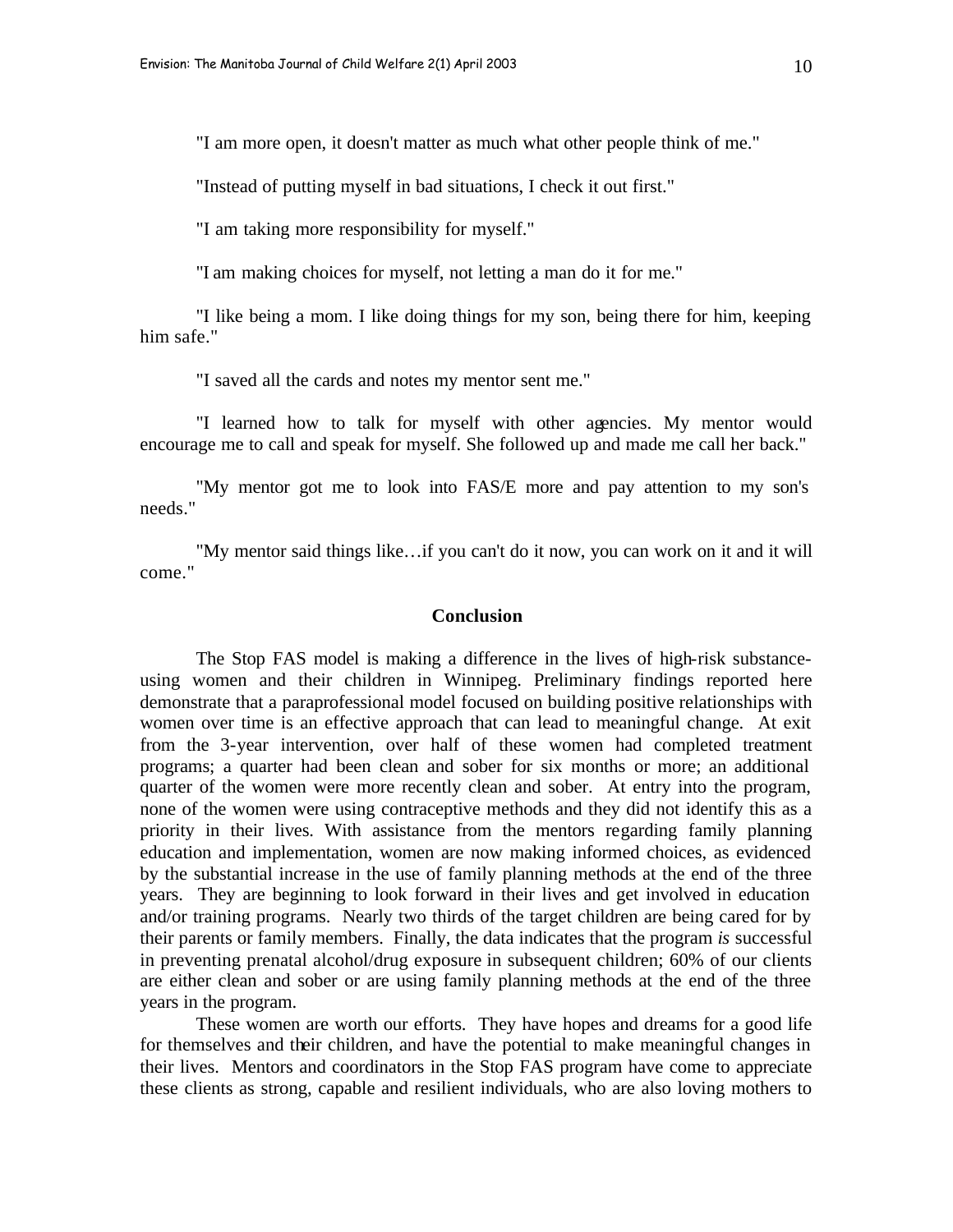"I am more open, it doesn't matter as much what other people think of me."

"Instead of putting myself in bad situations, I check it out first."

"I am taking more responsibility for myself."

"I am making choices for myself, not letting a man do it for me."

"I like being a mom. I like doing things for my son, being there for him, keeping him safe."

"I saved all the cards and notes my mentor sent me."

"I learned how to talk for myself with other agencies. My mentor would encourage me to call and speak for myself. She followed up and made me call her back."

"My mentor got me to look into FAS/E more and pay attention to my son's needs."

"My mentor said things like…if you can't do it now, you can work on it and it will come."

## Conclusion

The Stop FAS model is making a difference in the lives of high-risk substance-using women and their children in Winnipeg. Preliminary findings reported here demonstrate that a paraprofessional model focused on building positive relationships with women over time is an effective approach that can lead to meaningful change. At exit from the 3-year intervention, over half of these women had completed treatment programs; a quarter had been clean and sober for six months or more; an additional quarter of the women were more recently clean and sober. At entry into the program, none of the women were using contraceptive methods and they did not identify this as a priority in their lives. With assistance from the mentors regarding family planning education and implementation, women are now making informed choices, as evidenced by the substantial increase in the use of family planning methods at the end of the three years. They are beginning to look forward in their lives and get involved in education and/or training programs. Nearly two thirds of the target children are being cared for by their parents or family members. Finally, the data indicates that the program *is* successful in preventing prenatal alcohol/drug exposure in subsequent children; 60% of our clients are either clean and sober or are using family planning methods at the end of the three years in the program.

These women are worth our efforts. They have hopes and dreams for a good life for themselves and their children, and have the potential to make meaningful changes in their lives. Mentors and coordinators in the Stop FAS program have come to appreciate these clients as strong, capable and resilient individuals, who are also loving mothers to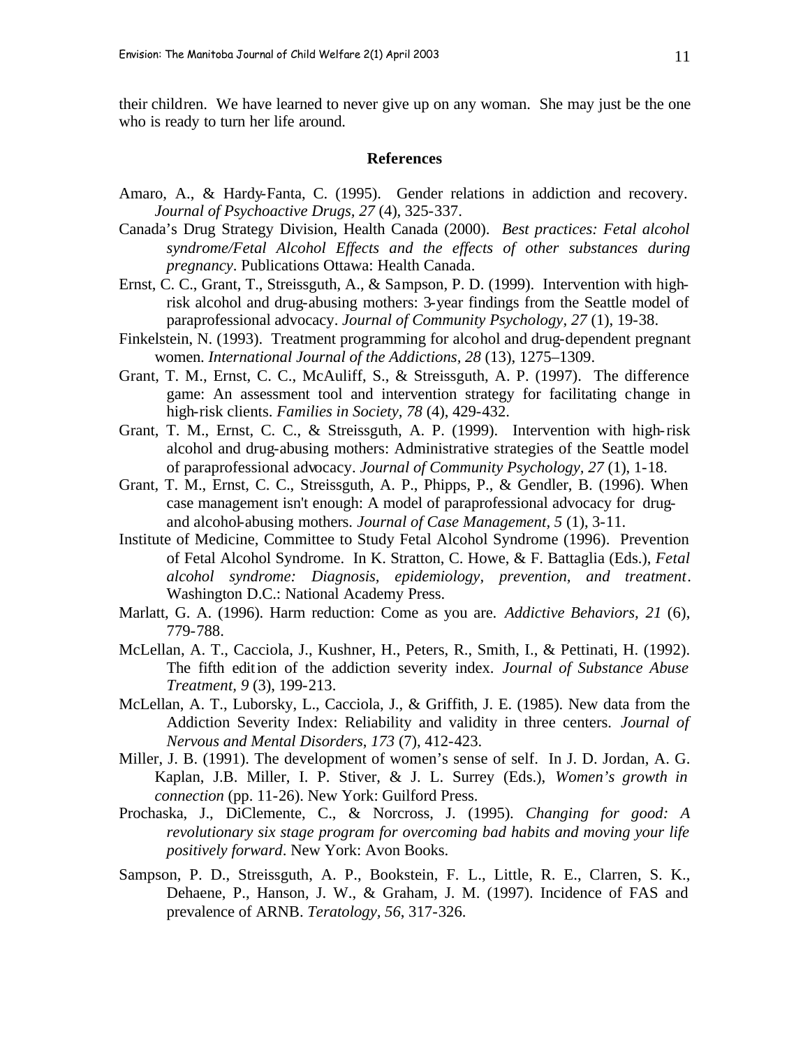their children. We have learned to never give up on any woman. She may just be the one who is ready to turn her life around.

## References

Amaro, A., & Hardy-Fanta, C. (1995). Gender relations in addiction and recovery. *Journal of Psychoactive Drugs, 27* (4), 325-337.

Canada's Drug Strategy Division, Health Canada (2000). *Best practices: Fetal alcohol syndrome/Fetal Alcohol Effects and the effects of other substances during pregnancy*. Publications Ottawa: Health Canada.

Ernst, C. C., Grant, T., Streissguth, A., & Sampson, P. D. (1999). Intervention with high-risk alcohol and drug-abusing mothers: 3-year findings from the Seattle model of paraprofessional advocacy. *Journal of Community Psychology, 27* (1), 19-38.

Finkelstein, N. (1993). Treatment programming for alcohol and drug-dependent pregnant women. *International Journal of the Addictions, 28* (13), 1275–1309.

Grant, T. M., Ernst, C. C., McAuliff, S., & Streissguth, A. P. (1997). The difference game: An assessment tool and intervention strategy for facilitating change in high-risk clients. *Families in Society, 78* (4), 429-432.

Grant, T. M., Ernst, C. C., & Streissguth, A. P. (1999). Intervention with high-risk alcohol and drug-abusing mothers: Administrative strategies of the Seattle model of paraprofessional advocacy. *Journal of Community Psychology, 27* (1), 1-18.

Grant, T. M., Ernst, C. C., Streissguth, A. P., Phipps, P., & Gendler, B. (1996). When case management isn't enough: A model of paraprofessional advocacy for drug- and alcohol-abusing mothers. *Journal of Case Management, 5* (1), 3-11.

Institute of Medicine, Committee to Study Fetal Alcohol Syndrome (1996). Prevention of Fetal Alcohol Syndrome. In K. Stratton, C. Howe, & F. Battaglia (Eds.), *Fetal alcohol syndrome: Diagnosis, epidemiology, prevention, and treatment*. Washington D.C.: National Academy Press.

Marlatt, G. A. (1996). Harm reduction: Come as you are. *Addictive Behaviors, 21* (6), 779-788.

McLellan, A. T., Cacciola, J., Kushner, H., Peters, R., Smith, I., & Pettinati, H. (1992). The fifth edition of the addiction severity index. *Journal of Substance Abuse Treatment, 9* (3), 199-213.

McLellan, A. T., Luborsky, L., Cacciola, J., & Griffith, J. E. (1985). New data from the Addiction Severity Index: Reliability and validity in three centers. *Journal of Nervous and Mental Disorders, 173* (7), 412-423.

Miller, J. B. (1991). The development of women's sense of self. In J. D. Jordan, A. G. Kaplan, J.B. Miller, I. P. Stiver, & J. L. Surrey (Eds.), *Women's growth in connection* (pp. 11-26). New York: Guilford Press.

Prochaska, J., DiClemente, C., & Norcross, J. (1995). *Changing for good: A revolutionary six stage program for overcoming bad habits and moving your life positively forward*. New York: Avon Books.

Sampson, P. D., Streissguth, A. P., Bookstein, F. L., Little, R. E., Clarren, S. K., Dehaene, P., Hanson, J. W., & Graham, J. M. (1997). Incidence of FAS and prevalence of ARNB. *Teratology, 56*, 317-326.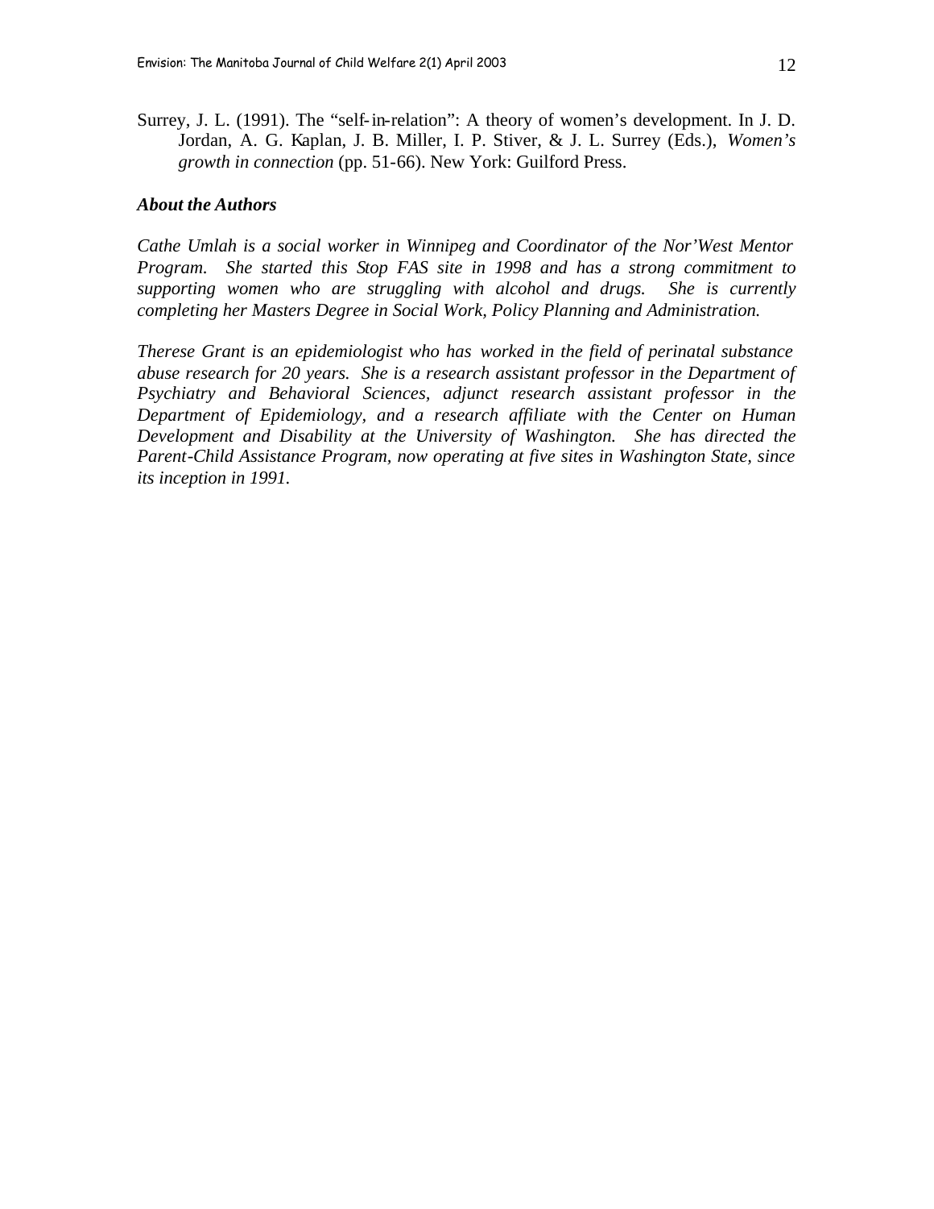Surrey, J. L. (1991). The "self-in-relation": A theory of women's development. In J. D. Jordan, A. G. Kaplan, J. B. Miller, I. P. Stiver, & J. L. Surrey (Eds.), *Women's growth in connection* (pp. 51-66). New York: Guilford Press.

***About the Authors***

*Cathe Umlah is a social worker in Winnipeg and Coordinator of the Nor'West Mentor Program. She started this Stop FAS site in 1998 and has a strong commitment to supporting women who are struggling with alcohol and drugs. She is currently completing her Masters Degree in Social Work, Policy Planning and Administration.*

*Therese Grant is an epidemiologist who has worked in the field of perinatal substance abuse research for 20 years. She is a research assistant professor in the Department of Psychiatry and Behavioral Sciences, adjunct research assistant professor in the Department of Epidemiology, and a research affiliate with the Center on Human Development and Disability at the University of Washington. She has directed the Parent-Child Assistance Program, now operating at five sites in Washington State, since its inception in 1991.*